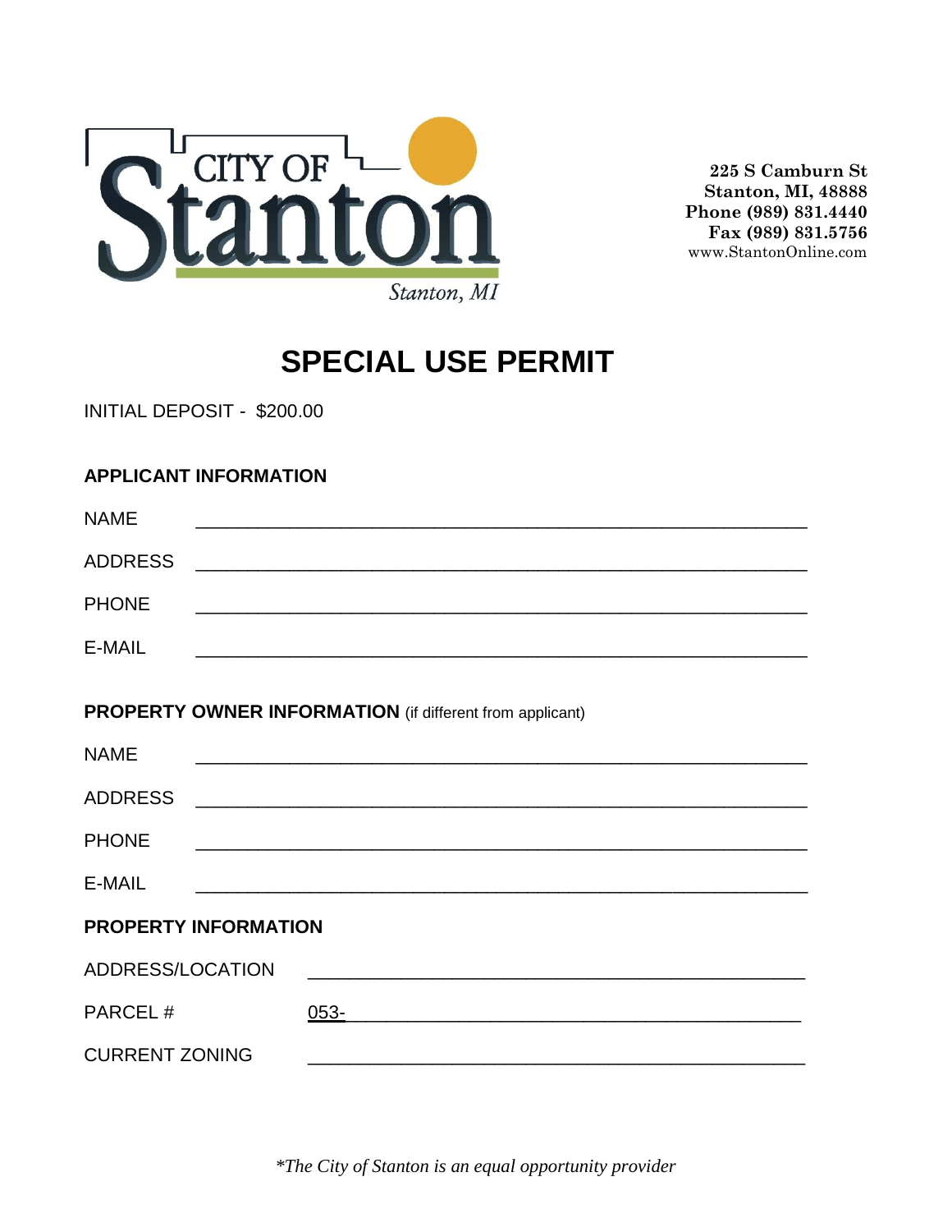CITY OF Stanton

Stanton, MI

**225 S Camburn St**
**Stanton, MI, 48888**
**Phone (989) 831.4440**
**Fax (989) 831.5756**
www.StantonOnline.com

# SPECIAL USE PERMIT

INITIAL DEPOSIT - $200.00

## APPLICANT INFORMATION

NAME ____________________________________________

ADDRESS ____________________________________________

PHONE ____________________________________________

E-MAIL ____________________________________________

## PROPERTY OWNER INFORMATION (if different from applicant)

NAME ____________________________________________

ADDRESS ____________________________________________

PHONE ____________________________________________

E-MAIL ____________________________________________

## PROPERTY INFORMATION

ADDRESS/LOCATION ____________________________________________

PARCEL # 053-____________________________________________

CURRENT ZONING ____________________________________________

*\*The City of Stanton is an equal opportunity provider*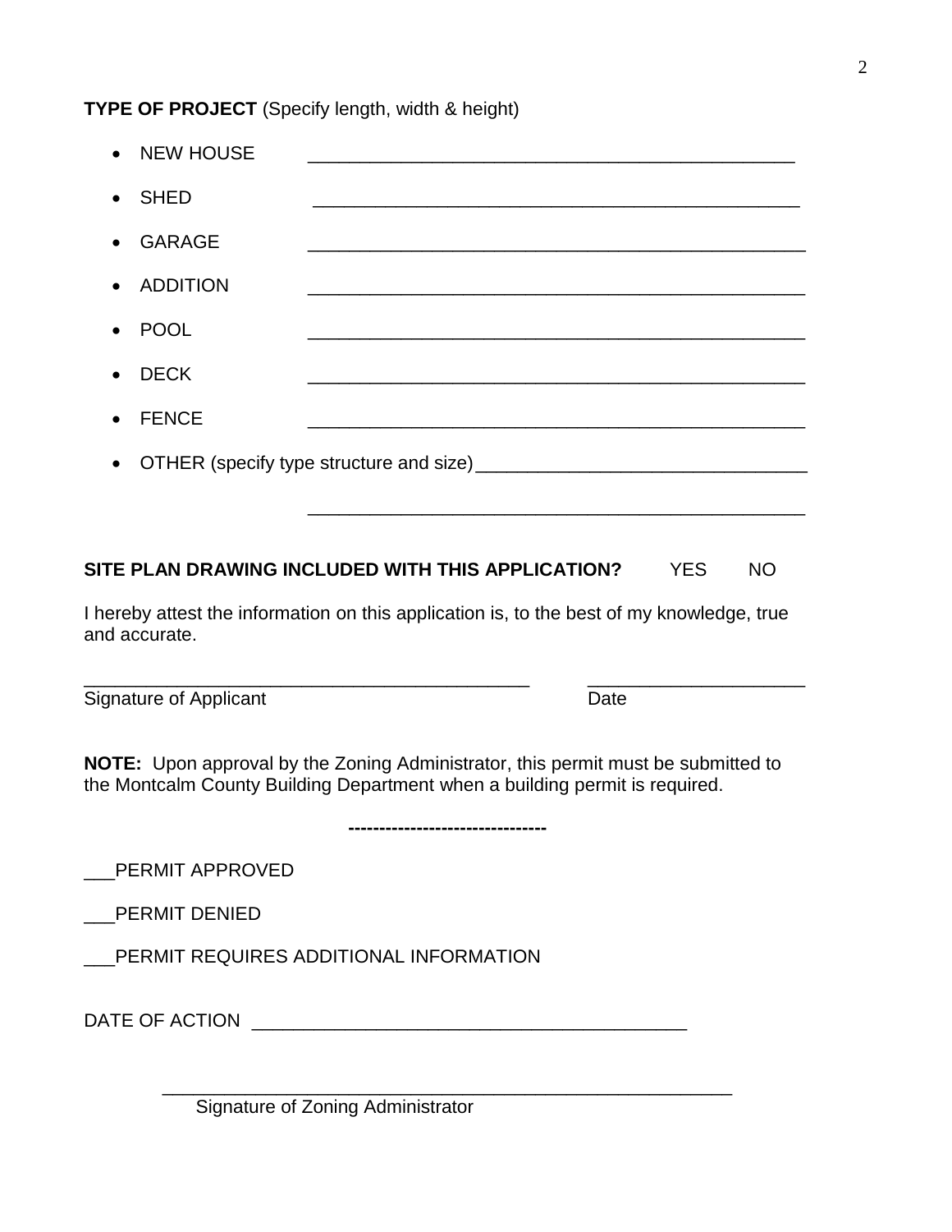**TYPE OF PROJECT** (Specify length, width & height)

- NEW HOUSE ________________________________________________
- SHED ________________________________________________
- GARAGE ________________________________________________
- ADDITION ________________________________________________
- POOL ________________________________________________
- DECK ________________________________________________
- FENCE ________________________________________________
- OTHER (specify type structure and size)________________________________

________________________________________________

**SITE PLAN DRAWING INCLUDED WITH THIS APPLICATION?** YES NO

I hereby attest the information on this application is, to the best of my knowledge, true and accurate.

______________________________________________ ______________________

Signature of Applicant Date

**NOTE:** Upon approval by the Zoning Administrator, this permit must be submitted to the Montcalm County Building Department when a building permit is required.

**-------------------------------**

___PERMIT APPROVED

___PERMIT DENIED

___PERMIT REQUIRES ADDITIONAL INFORMATION

DATE OF ACTION ___________________________________________

________________________________________________________

Signature of Zoning Administrator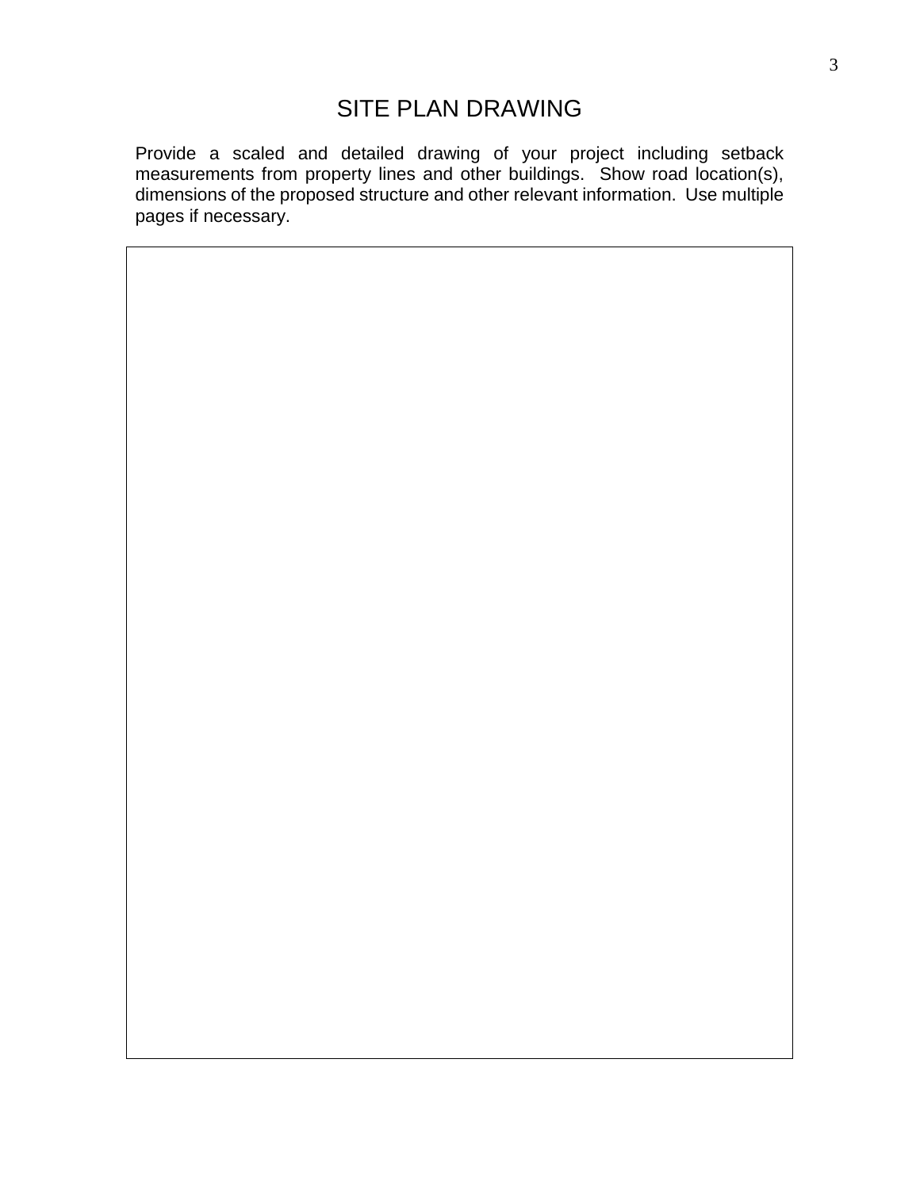# SITE PLAN DRAWING

Provide a scaled and detailed drawing of your project including setback measurements from property lines and other buildings. Show road location(s), dimensions of the proposed structure and other relevant information. Use multiple pages if necessary.